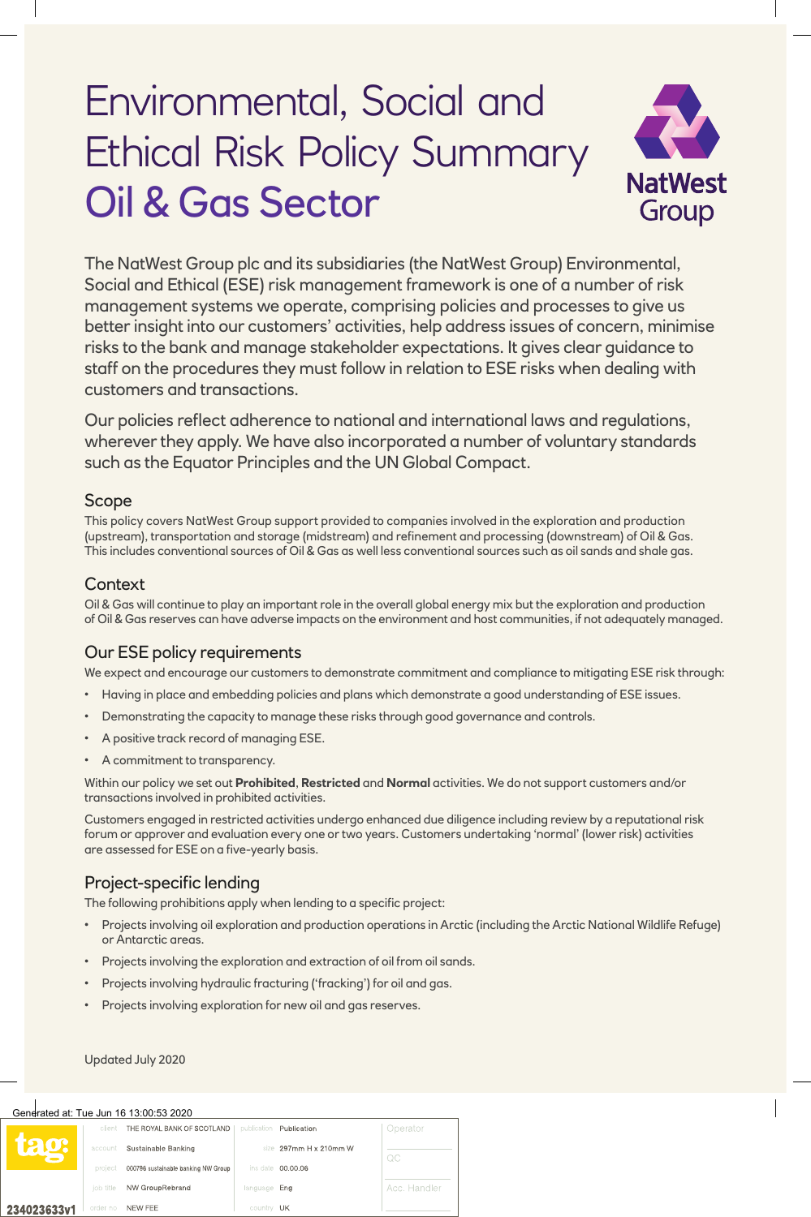# Environmental, Social and Ethical Risk Policy Summary
# Oil & Gas Sector

NatWest Group

The NatWest Group plc and its subsidiaries (the NatWest Group) Environmental, Social and Ethical (ESE) risk management framework is one of a number of risk management systems we operate, comprising policies and processes to give us better insight into our customers' activities, help address issues of concern, minimise risks to the bank and manage stakeholder expectations. It gives clear guidance to staff on the procedures they must follow in relation to ESE risks when dealing with customers and transactions.

Our policies reflect adherence to national and international laws and regulations, wherever they apply. We have also incorporated a number of voluntary standards such as the Equator Principles and the UN Global Compact.

## Scope

This policy covers NatWest Group support provided to companies involved in the exploration and production (upstream), transportation and storage (midstream) and refinement and processing (downstream) of Oil & Gas. This includes conventional sources of Oil & Gas as well less conventional sources such as oil sands and shale gas.

## Context

Oil & Gas will continue to play an important role in the overall global energy mix but the exploration and production of Oil & Gas reserves can have adverse impacts on the environment and host communities, if not adequately managed.

## Our ESE policy requirements

We expect and encourage our customers to demonstrate commitment and compliance to mitigating ESE risk through:

- Having in place and embedding policies and plans which demonstrate a good understanding of ESE issues.
- Demonstrating the capacity to manage these risks through good governance and controls.
- A positive track record of managing ESE.
- A commitment to transparency.

Within our policy we set out **Prohibited**, **Restricted** and **Normal** activities. We do not support customers and/or transactions involved in prohibited activities.

Customers engaged in restricted activities undergo enhanced due diligence including review by a reputational risk forum or approver and evaluation every one or two years. Customers undertaking 'normal' (lower risk) activities are assessed for ESE on a five-yearly basis.

## Project-specific lending

The following prohibitions apply when lending to a specific project:

- Projects involving oil exploration and production operations in Arctic (including the Arctic National Wildlife Refuge) or Antarctic areas.
- Projects involving the exploration and extraction of oil from oil sands.
- Projects involving hydraulic fracturing ('fracking') for oil and gas.
- Projects involving exploration for new oil and gas reserves.

Updated July 2020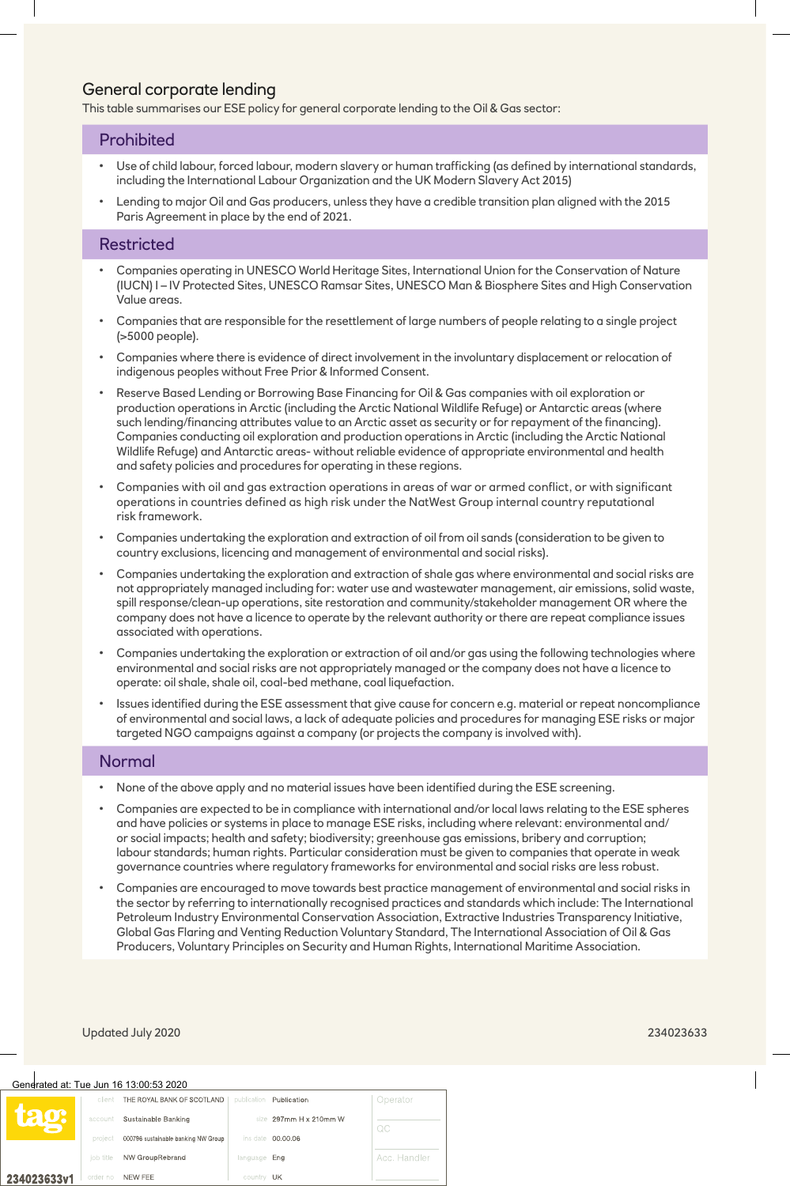## General corporate lending

This table summarises our ESE policy for general corporate lending to the Oil & Gas sector:

### Prohibited

- Use of child labour, forced labour, modern slavery or human trafficking (as defined by international standards, including the International Labour Organization and the UK Modern Slavery Act 2015)
- Lending to major Oil and Gas producers, unless they have a credible transition plan aligned with the 2015 Paris Agreement in place by the end of 2021.

### Restricted

- Companies operating in UNESCO World Heritage Sites, International Union for the Conservation of Nature (IUCN) I – IV Protected Sites, UNESCO Ramsar Sites, UNESCO Man & Biosphere Sites and High Conservation Value areas.
- Companies that are responsible for the resettlement of large numbers of people relating to a single project (>5000 people).
- Companies where there is evidence of direct involvement in the involuntary displacement or relocation of indigenous peoples without Free Prior & Informed Consent.
- Reserve Based Lending or Borrowing Base Financing for Oil & Gas companies with oil exploration or production operations in Arctic (including the Arctic National Wildlife Refuge) or Antarctic areas (where such lending/financing attributes value to an Arctic asset as security or for repayment of the financing). Companies conducting oil exploration and production operations in Arctic (including the Arctic National Wildlife Refuge) and Antarctic areas- without reliable evidence of appropriate environmental and health and safety policies and procedures for operating in these regions.
- Companies with oil and gas extraction operations in areas of war or armed conflict, or with significant operations in countries defined as high risk under the NatWest Group internal country reputational risk framework.
- Companies undertaking the exploration and extraction of oil from oil sands (consideration to be given to country exclusions, licencing and management of environmental and social risks).
- Companies undertaking the exploration and extraction of shale gas where environmental and social risks are not appropriately managed including for: water use and wastewater management, air emissions, solid waste, spill response/clean-up operations, site restoration and community/stakeholder management OR where the company does not have a licence to operate by the relevant authority or there are repeat compliance issues associated with operations.
- Companies undertaking the exploration or extraction of oil and/or gas using the following technologies where environmental and social risks are not appropriately managed or the company does not have a licence to operate: oil shale, shale oil, coal-bed methane, coal liquefaction.
- Issues identified during the ESE assessment that give cause for concern e.g. material or repeat noncompliance of environmental and social laws, a lack of adequate policies and procedures for managing ESE risks or major targeted NGO campaigns against a company (or projects the company is involved with).

### Normal

- None of the above apply and no material issues have been identified during the ESE screening.
- Companies are expected to be in compliance with international and/or local laws relating to the ESE spheres and have policies or systems in place to manage ESE risks, including where relevant: environmental and/or social impacts; health and safety; biodiversity; greenhouse gas emissions, bribery and corruption; labour standards; human rights. Particular consideration must be given to companies that operate in weak governance countries where regulatory frameworks for environmental and social risks are less robust.
- Companies are encouraged to move towards best practice management of environmental and social risks in the sector by referring to internationally recognised practices and standards which include: The International Petroleum Industry Environmental Conservation Association, Extractive Industries Transparency Initiative, Global Gas Flaring and Venting Reduction Voluntary Standard, The International Association of Oil & Gas Producers, Voluntary Principles on Security and Human Rights, International Maritime Association.

Updated July 2020

234023633